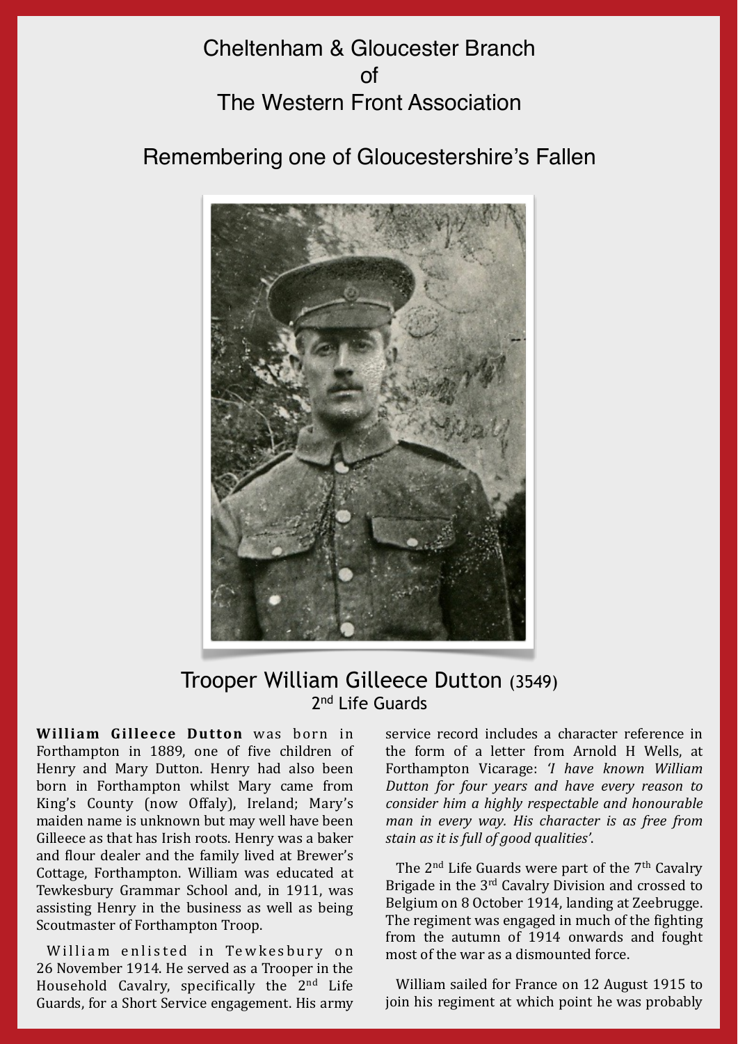# Cheltenham & Gloucester Branch of The Western Front Association

## Remembering one of Gloucestershire's Fallen

### Trooper William Gilleece Dutton (3549)
2nd Life Guards

**William Gilleece Dutton** was born in Forthampton in 1889, one of five children of Henry and Mary Dutton. Henry had also been born in Forthampton whilst Mary came from King's County (now Offaly), Ireland; Mary's maiden name is unknown but may well have been Gilleece as that has Irish roots. Henry was a baker and flour dealer and the family lived at Brewer's Cottage, Forthampton. William was educated at Tewkesbury Grammar School and, in 1911, was assisting Henry in the business as well as being Scoutmaster of Forthampton Troop.

William enlisted in Tewkesbury on 26 November 1914. He served as a Trooper in the Household Cavalry, specifically the 2nd Life Guards, for a Short Service engagement. His army service record includes a character reference in the form of a letter from Arnold H Wells, at Forthampton Vicarage: *'I have known William Dutton for four years and have every reason to consider him a highly respectable and honourable man in every way. His character is as free from stain as it is full of good qualities'*.

The 2nd Life Guards were part of the 7th Cavalry Brigade in the 3rd Cavalry Division and crossed to Belgium on 8 October 1914, landing at Zeebrugge. The regiment was engaged in much of the fighting from the autumn of 1914 onwards and fought most of the war as a dismounted force.

William sailed for France on 12 August 1915 to join his regiment at which point he was probably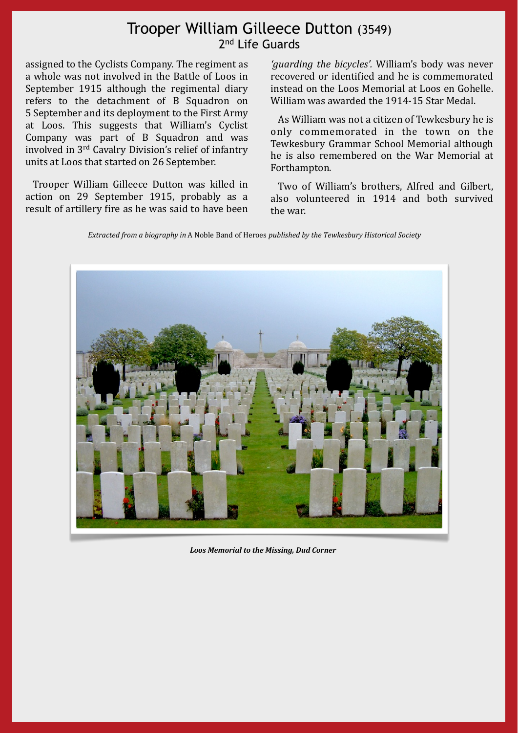# Trooper William Gilleece Dutton (3549)

## 2nd Life Guards

assigned to the Cyclists Company. The regiment as a whole was not involved in the Battle of Loos in September 1915 although the regimental diary refers to the detachment of B Squadron on 5 September and its deployment to the First Army at Loos. This suggests that William's Cyclist Company was part of B Squadron and was involved in 3rd Cavalry Division's relief of infantry units at Loos that started on 26 September.

Trooper William Gilleece Dutton was killed in action on 29 September 1915, probably as a result of artillery fire as he was said to have been *'guarding the bicycles'.* William's body was never recovered or identified and he is commemorated instead on the Loos Memorial at Loos en Gohelle. William was awarded the 1914-15 Star Medal.

As William was not a citizen of Tewkesbury he is only commemorated in the town on the Tewkesbury Grammar School Memorial although he is also remembered on the War Memorial at Forthampton.

Two of William's brothers, Alfred and Gilbert, also volunteered in 1914 and both survived the war.

*Extracted from a biography in* A Noble Band of Heroes *published by the Tewkesbury Historical Society*

***Loos Memorial to the Missing, Dud Corner***